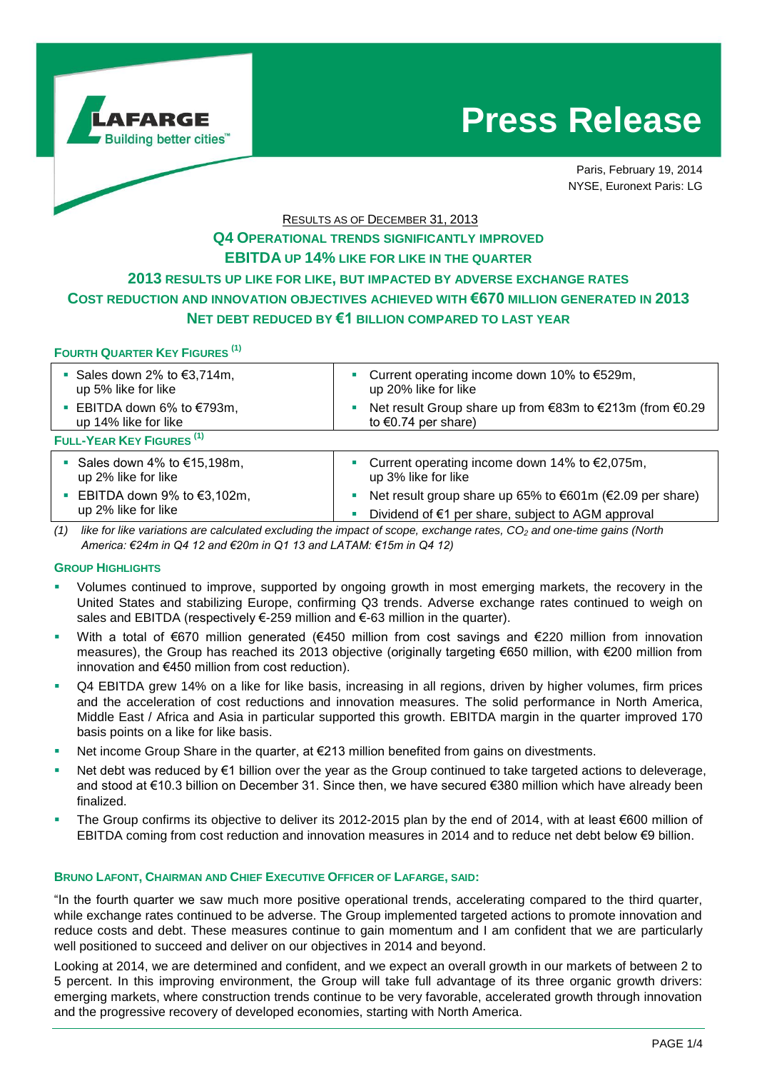LAFARGE
Building better cities™

# Press Release

Paris, February 19, 2014
NYSE, Euronext Paris: LG

RESULTS AS OF DECEMBER 31, 2013

## Q4 OPERATIONAL TRENDS SIGNIFICANTLY IMPROVED
## EBITDA UP 14% LIKE FOR LIKE IN THE QUARTER
## 2013 RESULTS UP LIKE FOR LIKE, BUT IMPACTED BY ADVERSE EXCHANGE RATES
## COST REDUCTION AND INNOVATION OBJECTIVES ACHIEVED WITH €670 MILLION GENERATED IN 2013
## NET DEBT REDUCED BY €1 BILLION COMPARED TO LAST YEAR

### FOURTH QUARTER KEY FIGURES [(1)]

| | |
|---|---|
| ▪ Sales down 2% to €3,714m, up 5% like for like<br>▪ EBITDA down 6% to €793m, up 14% like for like | ▪ Current operating income down 10% to €529m, up 20% like for like<br>▪ Net result Group share up from €83m to €213m (from €0.29 to €0.74 per share) |

### FULL-YEAR KEY FIGURES [(1)]

| | |
|---|---|
| ▪ Sales down 4% to €15,198m, up 2% like for like<br>▪ EBITDA down 9% to €3,102m, up 2% like for like | ▪ Current operating income down 14% to €2,075m, up 3% like for like<br>▪ Net result group share up 65% to €601m (€2.09 per share)<br>▪ Dividend of €1 per share, subject to AGM approval |

*(1) like for like variations are calculated excluding the impact of scope, exchange rates, $CO_2$ and one-time gains (North America: €24m in Q4 12 and €20m in Q1 13 and LATAM: €15m in Q4 12)*

### GROUP HIGHLIGHTS

- Volumes continued to improve, supported by ongoing growth in most emerging markets, the recovery in the United States and stabilizing Europe, confirming Q3 trends. Adverse exchange rates continued to weigh on sales and EBITDA (respectively €-259 million and €-63 million in the quarter).
- With a total of €670 million generated (€450 million from cost savings and €220 million from innovation measures), the Group has reached its 2013 objective (originally targeting €650 million, with €200 million from innovation and €450 million from cost reduction).
- Q4 EBITDA grew 14% on a like for like basis, increasing in all regions, driven by higher volumes, firm prices and the acceleration of cost reductions and innovation measures. The solid performance in North America, Middle East / Africa and Asia in particular supported this growth. EBITDA margin in the quarter improved 170 basis points on a like for like basis.
- Net income Group Share in the quarter, at €213 million benefited from gains on divestments.
- Net debt was reduced by €1 billion over the year as the Group continued to take targeted actions to deleverage, and stood at €10.3 billion on December 31. Since then, we have secured €380 million which have already been finalized.
- The Group confirms its objective to deliver its 2012-2015 plan by the end of 2014, with at least €600 million of EBITDA coming from cost reduction and innovation measures in 2014 and to reduce net debt below €9 billion.

### BRUNO LAFONT, CHAIRMAN AND CHIEF EXECUTIVE OFFICER OF LAFARGE, SAID:

"In the fourth quarter we saw much more positive operational trends, accelerating compared to the third quarter, while exchange rates continued to be adverse. The Group implemented targeted actions to promote innovation and reduce costs and debt. These measures continue to gain momentum and I am confident that we are particularly well positioned to succeed and deliver on our objectives in 2014 and beyond.

Looking at 2014, we are determined and confident, and we expect an overall growth in our markets of between 2 to 5 percent. In this improving environment, the Group will take full advantage of its three organic growth drivers: emerging markets, where construction trends continue to be very favorable, accelerated growth through innovation and the progressive recovery of developed economies, starting with North America.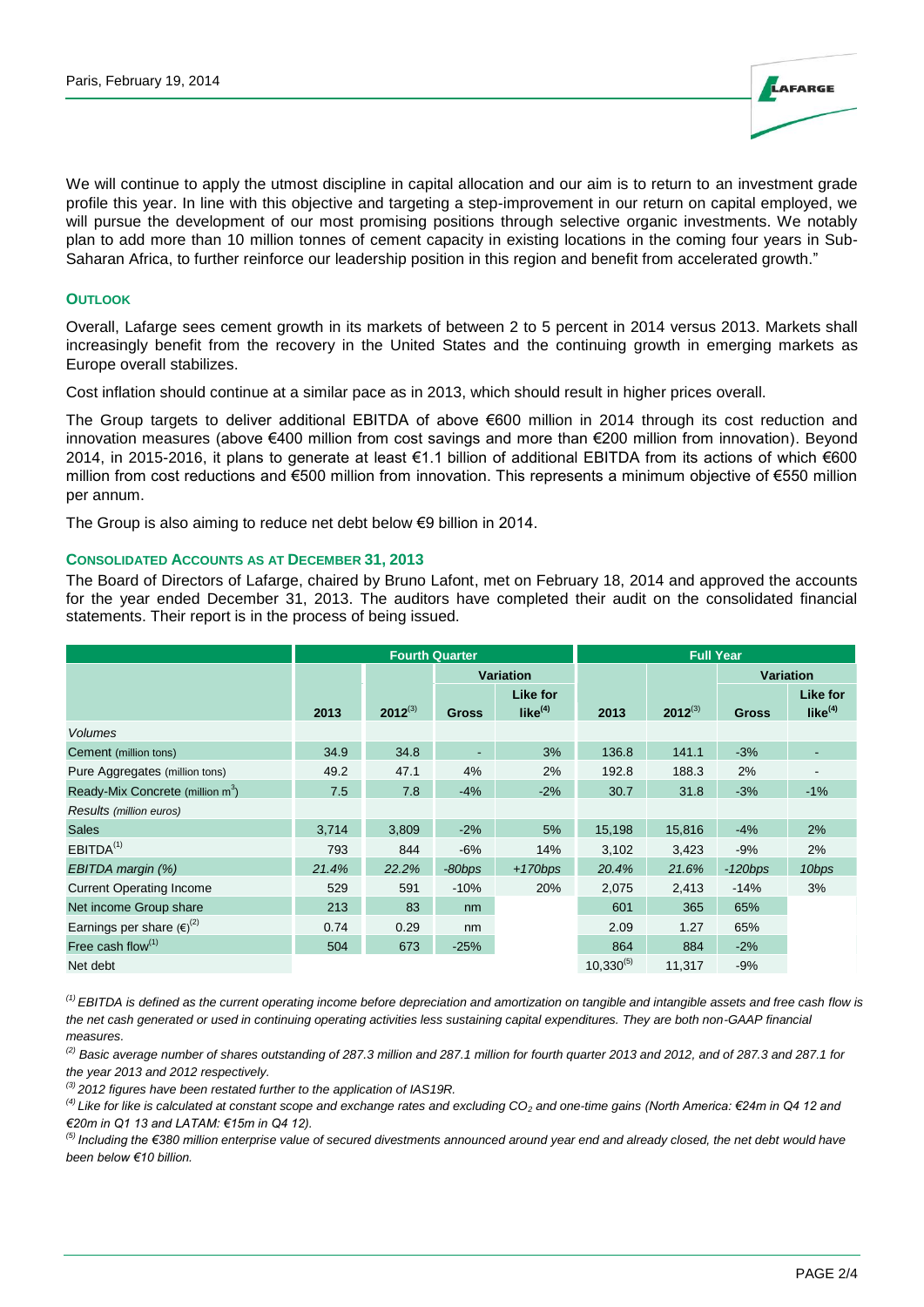Paris, February 19, 2014

We will continue to apply the utmost discipline in capital allocation and our aim is to return to an investment grade profile this year. In line with this objective and targeting a step-improvement in our return on capital employed, we will pursue the development of our most promising positions through selective organic investments. We notably plan to add more than 10 million tonnes of cement capacity in existing locations in the coming four years in Sub-Saharan Africa, to further reinforce our leadership position in this region and benefit from accelerated growth."

## OUTLOOK

Overall, Lafarge sees cement growth in its markets of between 2 to 5 percent in 2014 versus 2013. Markets shall increasingly benefit from the recovery in the United States and the continuing growth in emerging markets as Europe overall stabilizes.

Cost inflation should continue at a similar pace as in 2013, which should result in higher prices overall.

The Group targets to deliver additional EBITDA of above €600 million in 2014 through its cost reduction and innovation measures (above €400 million from cost savings and more than €200 million from innovation). Beyond 2014, in 2015-2016, it plans to generate at least €1.1 billion of additional EBITDA from its actions of which €600 million from cost reductions and €500 million from innovation. This represents a minimum objective of €550 million per annum.

The Group is also aiming to reduce net debt below €9 billion in 2014.

## CONSOLIDATED ACCOUNTS AS AT DECEMBER 31, 2013

The Board of Directors of Lafarge, chaired by Bruno Lafont, met on February 18, 2014 and approved the accounts for the year ended December 31, 2013. The auditors have completed their audit on the consolidated financial statements. Their report is in the process of being issued.

| | Fourth Quarter | | | | Full Year | | | |
|---|---|---|---|---|---|---|---|---|
| | | | Variation | | | | Variation | |
| | 2013 | 2012[3] | Gross | Like for like[4] | 2013 | 2012[3] | Gross | Like for like[4] |
| *Volumes* | | | | | | | | |
| Cement (million tons) | 34.9 | 34.8 | - | 3% | 136.8 | 141.1 | -3% | - |
| Pure Aggregates (million tons) | 49.2 | 47.1 | 4% | 2% | 192.8 | 188.3 | 2% | - |
| Ready-Mix Concrete (million $m^3$) | 7.5 | 7.8 | -4% | -2% | 30.7 | 31.8 | -3% | -1% |
| *Results (million euros)* | | | | | | | | |
| Sales | 3,714 | 3,809 | -2% | 5% | 15,198 | 15,816 | -4% | 2% |
| EBITDA[1] | 793 | 844 | -6% | 14% | 3,102 | 3,423 | -9% | 2% |
| *EBITDA margin (%)* | *21.4%* | *22.2%* | *-80bps* | *+170bps* | *20.4%* | *21.6%* | *-120bps* | *10bps* |
| Current Operating Income | 529 | 591 | -10% | 20% | 2,075 | 2,413 | -14% | 3% |
| Net income Group share | 213 | 83 | nm | | 601 | 365 | 65% | |
| Earnings per share (€)[2] | 0.74 | 0.29 | nm | | 2.09 | 1.27 | 65% | |
| Free cash flow[1] | 504 | 673 | -25% | | 864 | 884 | -2% | |
| Net debt | | | | | 10,330[5] | 11,317 | -9% | |

*[1] EBITDA is defined as the current operating income before depreciation and amortization on tangible and intangible assets and free cash flow is the net cash generated or used in continuing operating activities less sustaining capital expenditures. They are both non-GAAP financial measures.*

*[2] Basic average number of shares outstanding of 287.3 million and 287.1 million for fourth quarter 2013 and 2012, and of 287.3 and 287.1 for the year 2013 and 2012 respectively.*

*[3] 2012 figures have been restated further to the application of IAS19R.*

*[4] Like for like is calculated at constant scope and exchange rates and excluding $CO_2$ and one-time gains (North America: €24m in Q4 12 and €20m in Q1 13 and LATAM: €15m in Q4 12).*

*[5] Including the €380 million enterprise value of secured divestments announced around year end and already closed, the net debt would have been below €10 billion.*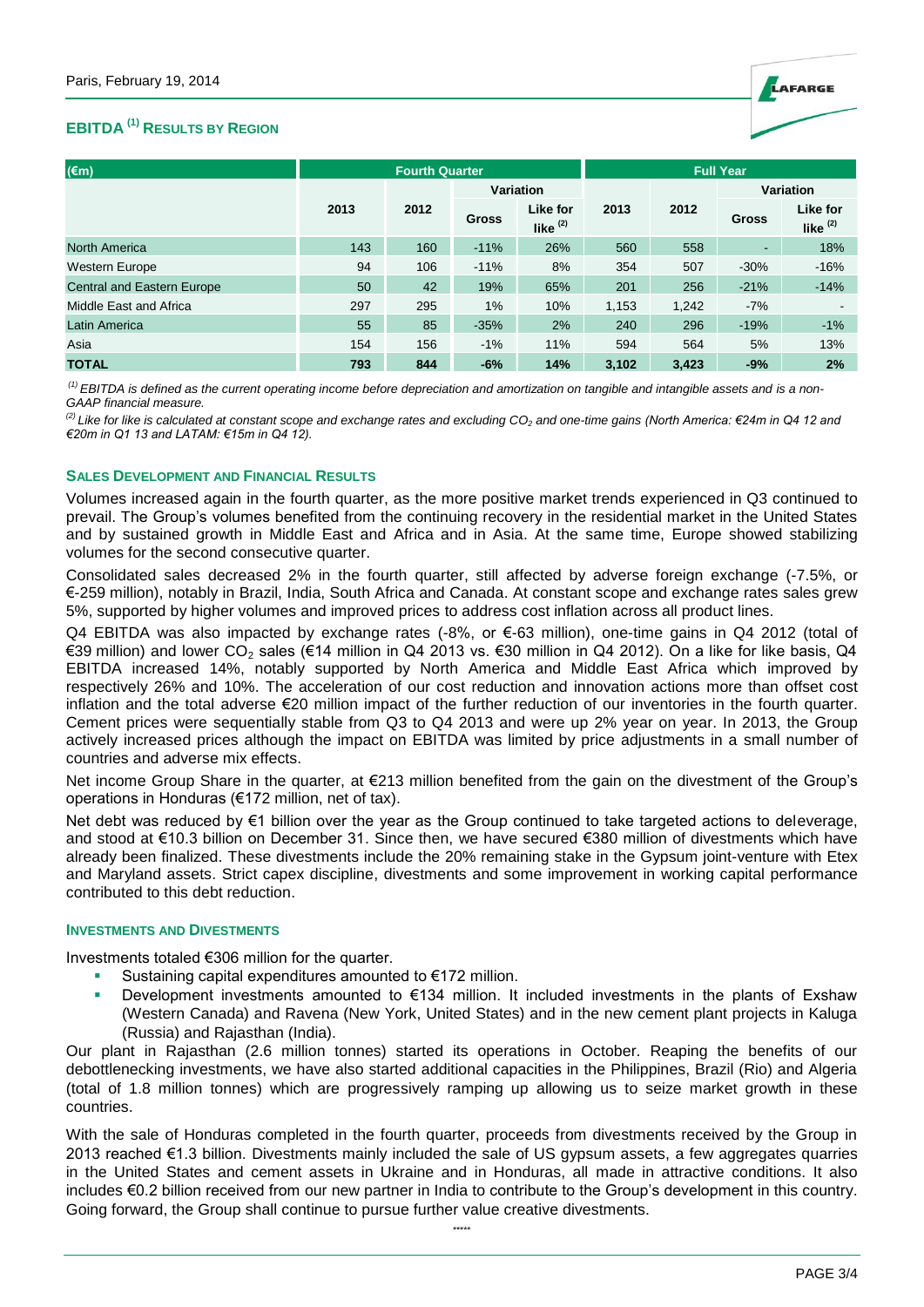Paris, February 19, 2014

## EBITDA [(1)] RESULTS BY REGION

| (€m) | Fourth Quarter | | | | Full Year | | | |
|---|---|---|---|---|---|---|---|---|
| | | | Variation | | | | Variation | |
| | 2013 | 2012 | Gross | Like for like [(2)] | 2013 | 2012 | Gross | Like for like [(2)] |
| North America | 143 | 160 | -11% | 26% | 560 | 558 | - | 18% |
| Western Europe | 94 | 106 | -11% | 8% | 354 | 507 | -30% | -16% |
| Central and Eastern Europe | 50 | 42 | 19% | 65% | 201 | 256 | -21% | -14% |
| Middle East and Africa | 297 | 295 | 1% | 10% | 1,153 | 1,242 | -7% | - |
| Latin America | 55 | 85 | -35% | 2% | 240 | 296 | -19% | -1% |
| Asia | 154 | 156 | -1% | 11% | 594 | 564 | 5% | 13% |
| **TOTAL** | **793** | **844** | **-6%** | **14%** | **3,102** | **3,423** | **-9%** | **2%** |

*(1) EBITDA is defined as the current operating income before depreciation and amortization on tangible and intangible assets and is a non-GAAP financial measure.*

*(2) Like for like is calculated at constant scope and exchange rates and excluding $CO_2$ and one-time gains (North America: €24m in Q4 12 and €20m in Q1 13 and LATAM: €15m in Q4 12).*

### SALES DEVELOPMENT AND FINANCIAL RESULTS

Volumes increased again in the fourth quarter, as the more positive market trends experienced in Q3 continued to prevail. The Group's volumes benefited from the continuing recovery in the residential market in the United States and by sustained growth in Middle East and Africa and in Asia. At the same time, Europe showed stabilizing volumes for the second consecutive quarter.

Consolidated sales decreased 2% in the fourth quarter, still affected by adverse foreign exchange (-7.5%, or €-259 million), notably in Brazil, India, South Africa and Canada. At constant scope and exchange rates sales grew 5%, supported by higher volumes and improved prices to address cost inflation across all product lines.

Q4 EBITDA was also impacted by exchange rates (-8%, or €-63 million), one-time gains in Q4 2012 (total of €39 million) and lower $CO_2$ sales (€14 million in Q4 2013 vs. €30 million in Q4 2012). On a like for like basis, Q4 EBITDA increased 14%, notably supported by North America and Middle East Africa which improved by respectively 26% and 10%. The acceleration of our cost reduction and innovation actions more than offset cost inflation and the total adverse €20 million impact of the further reduction of our inventories in the fourth quarter. Cement prices were sequentially stable from Q3 to Q4 2013 and were up 2% year on year. In 2013, the Group actively increased prices although the impact on EBITDA was limited by price adjustments in a small number of countries and adverse mix effects.

Net income Group Share in the quarter, at €213 million benefited from the gain on the divestment of the Group's operations in Honduras (€172 million, net of tax).

Net debt was reduced by €1 billion over the year as the Group continued to take targeted actions to deleverage, and stood at €10.3 billion on December 31. Since then, we have secured €380 million of divestments which have already been finalized. These divestments include the 20% remaining stake in the Gypsum joint-venture with Etex and Maryland assets. Strict capex discipline, divestments and some improvement in working capital performance contributed to this debt reduction.

### INVESTMENTS AND DIVESTMENTS

Investments totaled €306 million for the quarter.

- Sustaining capital expenditures amounted to €172 million.
- Development investments amounted to €134 million. It included investments in the plants of Exshaw (Western Canada) and Ravena (New York, United States) and in the new cement plant projects in Kaluga (Russia) and Rajasthan (India).

Our plant in Rajasthan (2.6 million tonnes) started its operations in October. Reaping the benefits of our debottlenecking investments, we have also started additional capacities in the Philippines, Brazil (Rio) and Algeria (total of 1.8 million tonnes) which are progressively ramping up allowing us to seize market growth in these countries.

With the sale of Honduras completed in the fourth quarter, proceeds from divestments received by the Group in 2013 reached €1.3 billion. Divestments mainly included the sale of US gypsum assets, a few aggregates quarries in the United States and cement assets in Ukraine and in Honduras, all made in attractive conditions. It also includes €0.2 billion received from our new partner in India to contribute to the Group's development in this country. Going forward, the Group shall continue to pursue further value creative divestments.

*****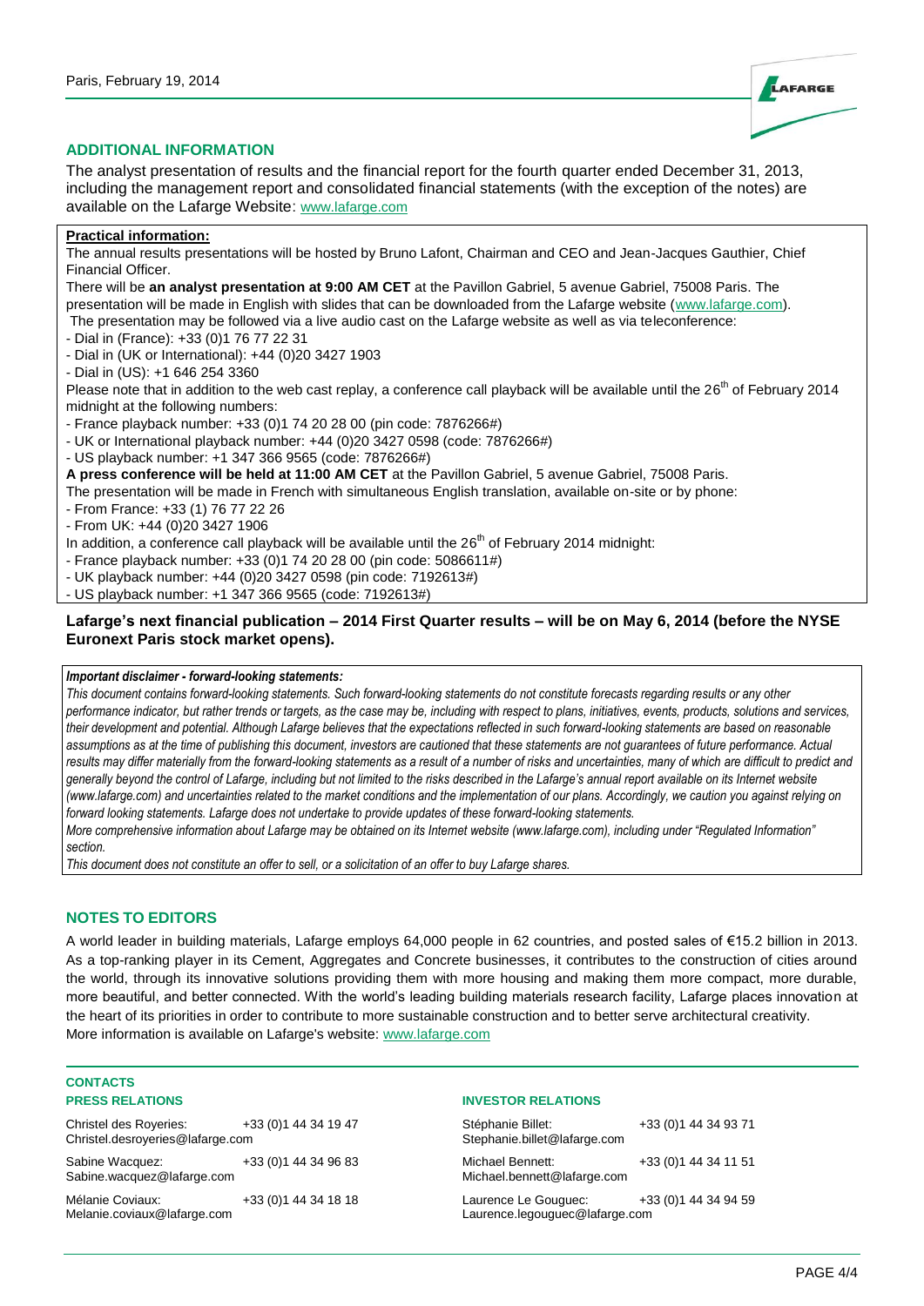Paris, February 19, 2014

## ADDITIONAL INFORMATION

The analyst presentation of results and the financial report for the fourth quarter ended December 31, 2013, including the management report and consolidated financial statements (with the exception of the notes) are available on the Lafarge Website: www.lafarge.com

**Practical information:**

The annual results presentations will be hosted by Bruno Lafont, Chairman and CEO and Jean-Jacques Gauthier, Chief Financial Officer.

There will be **an analyst presentation at 9:00 AM CET** at the Pavillon Gabriel, 5 avenue Gabriel, 75008 Paris. The presentation will be made in English with slides that can be downloaded from the Lafarge website (www.lafarge.com). The presentation may be followed via a live audio cast on the Lafarge website as well as via teleconference:

- Dial in (France): +33 (0)1 76 77 22 31
- Dial in (UK or International): +44 (0)20 3427 1903
- Dial in (US): +1 646 254 3360

Please note that in addition to the web cast replay, a conference call playback will be available until the 26th of February 2014 midnight at the following numbers:

- France playback number: +33 (0)1 74 20 28 00 (pin code: 7876266#)
- UK or International playback number: +44 (0)20 3427 0598 (code: 7876266#)
- US playback number: +1 347 366 9565 (code: 7876266#)

**A press conference will be held at 11:00 AM CET** at the Pavillon Gabriel, 5 avenue Gabriel, 75008 Paris.

The presentation will be made in French with simultaneous English translation, available on-site or by phone:

- From France: +33 (1) 76 77 22 26
- From UK: +44 (0)20 3427 1906

In addition, a conference call playback will be available until the 26th of February 2014 midnight:

- France playback number: +33 (0)1 74 20 28 00 (pin code: 5086611#)
- UK playback number: +44 (0)20 3427 0598 (pin code: 7192613#)
- US playback number: +1 347 366 9565 (code: 7192613#)

**Lafarge's next financial publication – 2014 First Quarter results – will be on May 6, 2014 (before the NYSE Euronext Paris stock market opens).**

***Important disclaimer - forward-looking statements:***

*This document contains forward-looking statements. Such forward-looking statements do not constitute forecasts regarding results or any other performance indicator, but rather trends or targets, as the case may be, including with respect to plans, initiatives, events, products, solutions and services, their development and potential. Although Lafarge believes that the expectations reflected in such forward-looking statements are based on reasonable assumptions as at the time of publishing this document, investors are cautioned that these statements are not guarantees of future performance. Actual results may differ materially from the forward-looking statements as a result of a number of risks and uncertainties, many of which are difficult to predict and generally beyond the control of Lafarge, including but not limited to the risks described in the Lafarge's annual report available on its Internet website (www.lafarge.com) and uncertainties related to the market conditions and the implementation of our plans. Accordingly, we caution you against relying on forward looking statements. Lafarge does not undertake to provide updates of these forward-looking statements.*

*More comprehensive information about Lafarge may be obtained on its Internet website (www.lafarge.com), including under "Regulated Information" section.*

*This document does not constitute an offer to sell, or a solicitation of an offer to buy Lafarge shares.*

## NOTES TO EDITORS

A world leader in building materials, Lafarge employs 64,000 people in 62 countries, and posted sales of €15.2 billion in 2013. As a top-ranking player in its Cement, Aggregates and Concrete businesses, it contributes to the construction of cities around the world, through its innovative solutions providing them with more housing and making them more compact, more durable, more beautiful, and better connected. With the world's leading building materials research facility, Lafarge places innovation at the heart of its priorities in order to contribute to more sustainable construction and to better serve architectural creativity.
More information is available on Lafarge's website: www.lafarge.com

## CONTACTS

### PRESS RELATIONS

Christel des Royeries: +33 (0)1 44 34 19 47
Christel.desroyeries@lafarge.com

Sabine Wacquez: +33 (0)1 44 34 96 83
Sabine.wacquez@lafarge.com

Mélanie Coviaux: +33 (0)1 44 34 18 18
Melanie.coviaux@lafarge.com

### INVESTOR RELATIONS

Stéphanie Billet: +33 (0)1 44 34 93 71
Stephanie.billet@lafarge.com

Michael Bennett: +33 (0)1 44 34 11 51
Michael.bennett@lafarge.com

Laurence Le Gouguec: +33 (0)1 44 34 94 59
Laurence.legouguec@lafarge.com